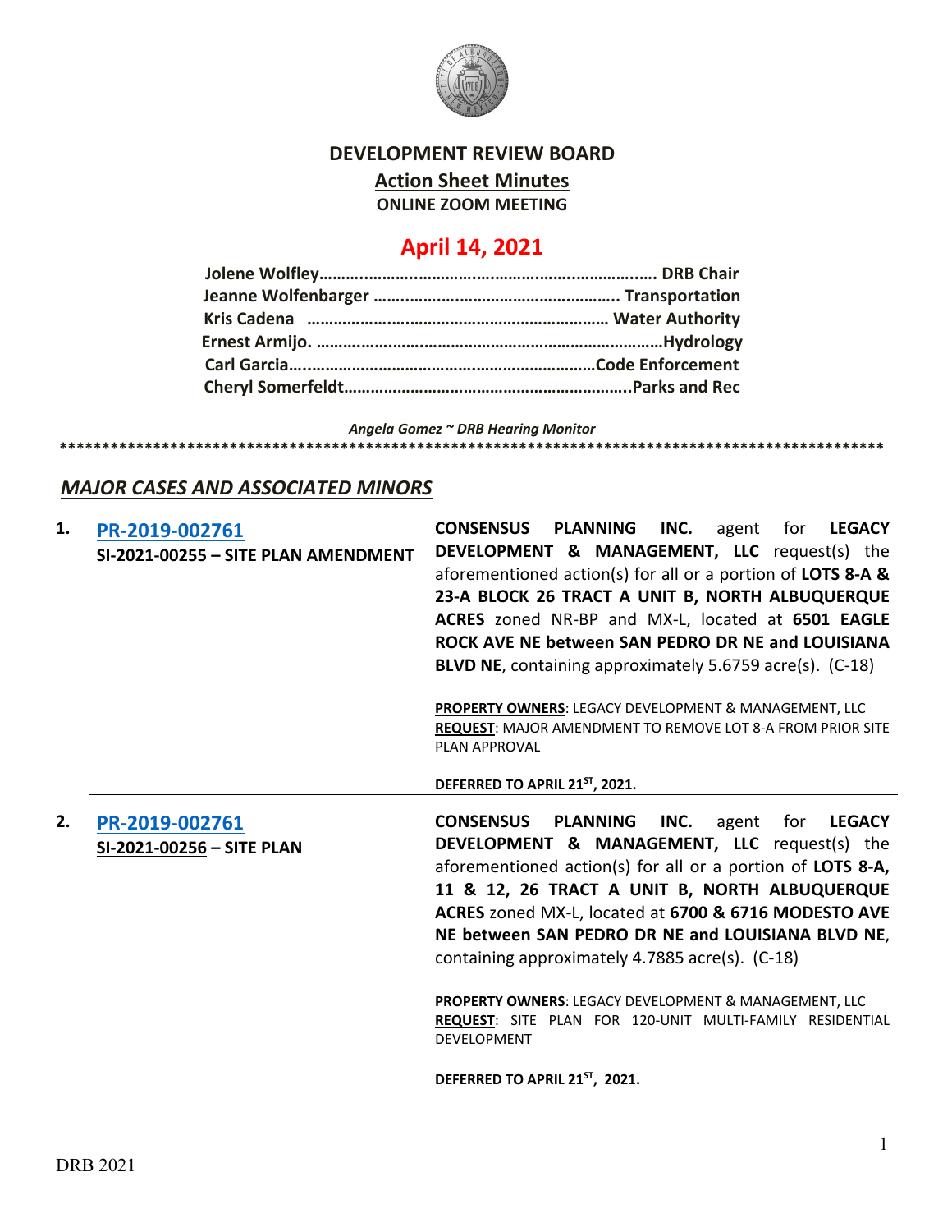# DEVELOPMENT REVIEW BOARD

## Action Sheet Minutes

**ONLINE ZOOM MEETING**

## April 14, 2021

**Jolene Wolfley……………………………………………………………. DRB Chair**
**Jeanne Wolfenbarger ………………………………………………. Transportation**
**Kris Cadena ………………………………………………………… Water Authority**
**Ernest Armijo. ……………………………………………………………………Hydrology**
**Carl Garcia…………………………………………………………Code Enforcement**
**Cheryl Somerfeldt………………………………………………………..Parks and Rec**

***Angela Gomez ~ DRB Hearing Monitor***

****************************************************************************************************

## *MAJOR CASES AND ASSOCIATED MINORS*

**1. PR-2019-002761**
**SI-2021-00255 – SITE PLAN AMENDMENT**

**CONSENSUS PLANNING INC.** agent for **LEGACY DEVELOPMENT & MANAGEMENT, LLC** request(s) the aforementioned action(s) for all or a portion of **LOTS 8-A & 23-A BLOCK 26 TRACT A UNIT B, NORTH ALBUQUERQUE ACRES** zoned NR-BP and MX-L, located at **6501 EAGLE ROCK AVE NE between SAN PEDRO DR NE and LOUISIANA BLVD NE**, containing approximately 5.6759 acre(s). (C-18)

**PROPERTY OWNERS**: LEGACY DEVELOPMENT & MANAGEMENT, LLC
**REQUEST**: MAJOR AMENDMENT TO REMOVE LOT 8-A FROM PRIOR SITE PLAN APPROVAL

**DEFERRED TO APRIL 21ST, 2021.**

---

**2. PR-2019-002761**
**SI-2021-00256 – SITE PLAN**

**CONSENSUS PLANNING INC.** agent for **LEGACY DEVELOPMENT & MANAGEMENT, LLC** request(s) the aforementioned action(s) for all or a portion of **LOTS 8-A, 11 & 12, 26 TRACT A UNIT B, NORTH ALBUQUERQUE ACRES** zoned MX-L, located at **6700 & 6716 MODESTO AVE NE between SAN PEDRO DR NE and LOUISIANA BLVD NE**, containing approximately 4.7885 acre(s). (C-18)

**PROPERTY OWNERS**: LEGACY DEVELOPMENT & MANAGEMENT, LLC
**REQUEST**: SITE PLAN FOR 120-UNIT MULTI-FAMILY RESIDENTIAL DEVELOPMENT

**DEFERRED TO APRIL 21ST, 2021.**

---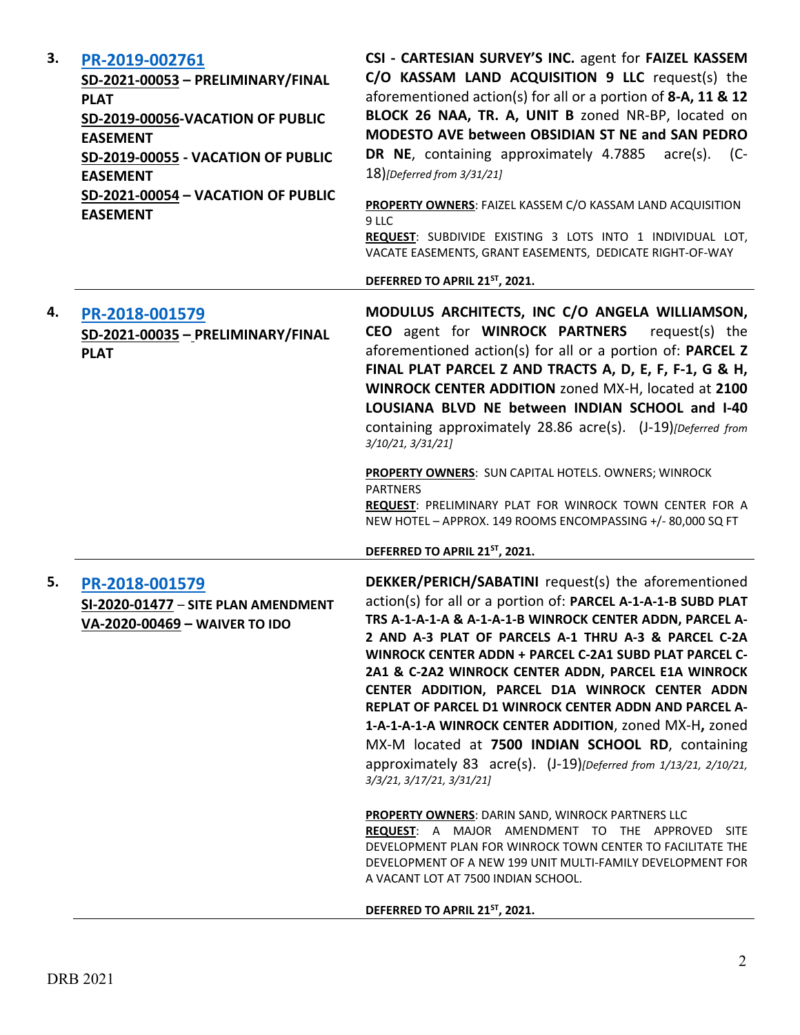| | | |
|---|---|---|
| 3. | **PR-2019-002761**<br>**SD-2021-00053 – PRELIMINARY/FINAL PLAT**<br>**SD-2019-00056-VACATION OF PUBLIC EASEMENT**<br>**SD-2019-00055 - VACATION OF PUBLIC EASEMENT**<br>**SD-2021-00054 – VACATION OF PUBLIC EASEMENT** | **CSI - CARTESIAN SURVEY'S INC.** agent for **FAIZEL KASSEM C/O KASSAM LAND ACQUISITION 9 LLC** request(s) the aforementioned action(s) for all or a portion of **8-A, 11 & 12 BLOCK 26 NAA, TR. A, UNIT B** zoned NR-BP, located on **MODESTO AVE between OBSIDIAN ST NE and SAN PEDRO DR NE**, containing approximately 4.7885 acre(s). (C-18)*[Deferred from 3/31/21]*<br><br>**PROPERTY OWNERS**: FAIZEL KASSEM C/O KASSAM LAND ACQUISITION 9 LLC<br>**REQUEST**: SUBDIVIDE EXISTING 3 LOTS INTO 1 INDIVIDUAL LOT, VACATE EASEMENTS, GRANT EASEMENTS, DEDICATE RIGHT-OF-WAY<br><br>**DEFERRED TO APRIL 21ST, 2021.** |
| 4. | **PR-2018-001579**<br>**SD-2021-00035 – PRELIMINARY/FINAL PLAT** | **MODULUS ARCHITECTS, INC C/O ANGELA WILLIAMSON, CEO** agent for **WINROCK PARTNERS** request(s) the aforementioned action(s) for all or a portion of: **PARCEL Z FINAL PLAT PARCEL Z AND TRACTS A, D, E, F, F-1, G & H, WINROCK CENTER ADDITION** zoned MX-H, located at **2100 LOUSIANA BLVD NE between INDIAN SCHOOL and I-40** containing approximately 28.86 acre(s). (J-19)*[Deferred from 3/10/21, 3/31/21]*<br><br>**PROPERTY OWNERS**: SUN CAPITAL HOTELS. OWNERS; WINROCK PARTNERS<br>**REQUEST**: PRELIMINARY PLAT FOR WINROCK TOWN CENTER FOR A NEW HOTEL – APPROX. 149 ROOMS ENCOMPASSING +/- 80,000 SQ FT<br><br>**DEFERRED TO APRIL 21ST, 2021.** |
| 5. | **PR-2018-001579**<br>**SI-2020-01477 – SITE PLAN AMENDMENT**<br>**VA-2020-00469 – WAIVER TO IDO** | **DEKKER/PERICH/SABATINI** request(s) the aforementioned action(s) for all or a portion of: **PARCEL A-1-A-1-B SUBD PLAT TRS A-1-A-1-A & A-1-A-1-B WINROCK CENTER ADDN, PARCEL A-2 AND A-3 PLAT OF PARCELS A-1 THRU A-3 & PARCEL C-2A WINROCK CENTER ADDN + PARCEL C-2A1 SUBD PLAT PARCEL C-2A1 & C-2A2 WINROCK CENTER ADDN, PARCEL E1A WINROCK CENTER ADDITION, PARCEL D1A WINROCK CENTER ADDN REPLAT OF PARCEL D1 WINROCK CENTER ADDN AND PARCEL A-1-A-1-A-1-A WINROCK CENTER ADDITION**, zoned MX-H**,** zoned MX-M located at **7500 INDIAN SCHOOL RD**, containing approximately 83 acre(s). (J-19)*[Deferred from 1/13/21, 2/10/21, 3/3/21, 3/17/21, 3/31/21]*<br><br>**PROPERTY OWNERS**: DARIN SAND, WINROCK PARTNERS LLC<br>**REQUEST**: A MAJOR AMENDMENT TO THE APPROVED SITE DEVELOPMENT PLAN FOR WINROCK TOWN CENTER TO FACILITATE THE DEVELOPMENT OF A NEW 199 UNIT MULTI-FAMILY DEVELOPMENT FOR A VACANT LOT AT 7500 INDIAN SCHOOL.<br><br>**DEFERRED TO APRIL 21ST, 2021.** |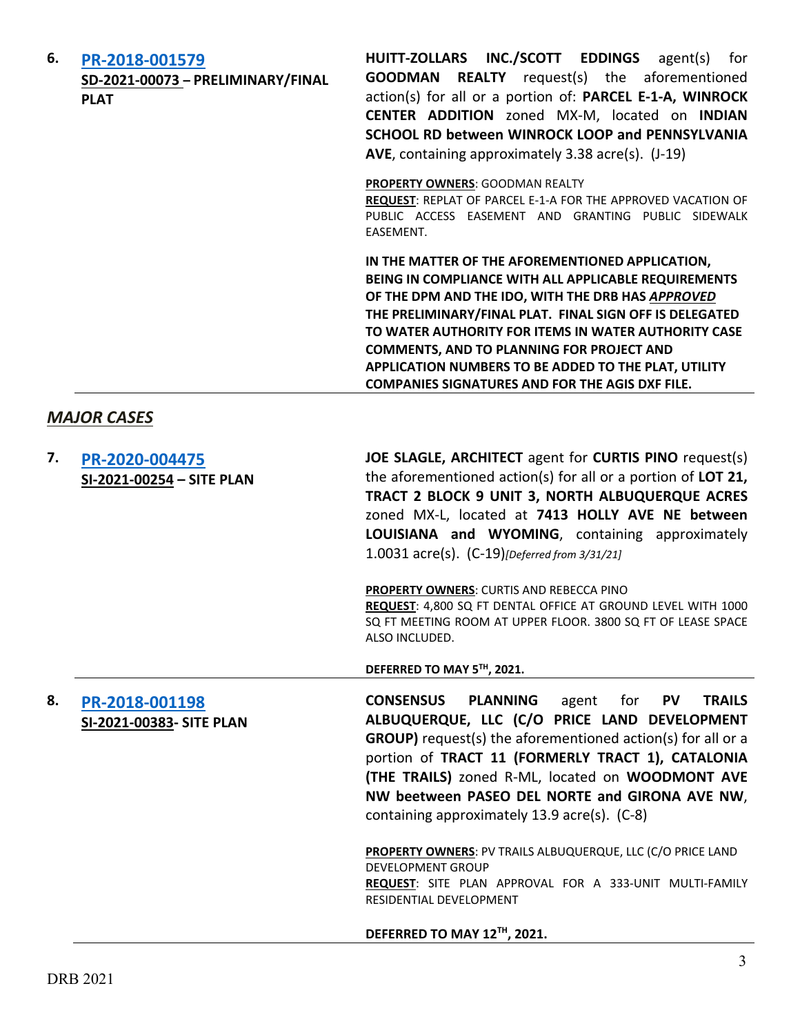6. **[PR-2018-001579](#)**
**SD-2021-00073 – PRELIMINARY/FINAL PLAT**

**HUITT-ZOLLARS INC./SCOTT EDDINGS** agent(s) for **GOODMAN REALTY** request(s) the aforementioned action(s) for all or a portion of: **PARCEL E-1-A, WINROCK CENTER ADDITION** zoned MX-M, located on **INDIAN SCHOOL RD between WINROCK LOOP and PENNSYLVANIA AVE**, containing approximately 3.38 acre(s). (J-19)

**PROPERTY OWNERS**: GOODMAN REALTY
**REQUEST**: REPLAT OF PARCEL E-1-A FOR THE APPROVED VACATION OF PUBLIC ACCESS EASEMENT AND GRANTING PUBLIC SIDEWALK EASEMENT.

**IN THE MATTER OF THE AFOREMENTIONED APPLICATION, BEING IN COMPLIANCE WITH ALL APPLICABLE REQUIREMENTS OF THE DPM AND THE IDO, WITH THE DRB HAS *APPROVED* THE PRELIMINARY/FINAL PLAT. FINAL SIGN OFF IS DELEGATED TO WATER AUTHORITY FOR ITEMS IN WATER AUTHORITY CASE COMMENTS, AND TO PLANNING FOR PROJECT AND APPLICATION NUMBERS TO BE ADDED TO THE PLAT, UTILITY COMPANIES SIGNATURES AND FOR THE AGIS DXF FILE.**

## *MAJOR CASES*

7. **[PR-2020-004475](#)**
**SI-2021-00254 – SITE PLAN**

**JOE SLAGLE, ARCHITECT** agent for **CURTIS PINO** request(s) the aforementioned action(s) for all or a portion of **LOT 21, TRACT 2 BLOCK 9 UNIT 3, NORTH ALBUQUERQUE ACRES** zoned MX-L, located at **7413 HOLLY AVE NE between LOUISIANA and WYOMING**, containing approximately 1.0031 acre(s). (C-19)*[Deferred from 3/31/21]*

**PROPERTY OWNERS**: CURTIS AND REBECCA PINO
**REQUEST**: 4,800 SQ FT DENTAL OFFICE AT GROUND LEVEL WITH 1000 SQ FT MEETING ROOM AT UPPER FLOOR. 3800 SQ FT OF LEASE SPACE ALSO INCLUDED.

**DEFERRED TO MAY 5TH, 2021.**

8. **[PR-2018-001198](#)**
**SI-2021-00383- SITE PLAN**

**CONSENSUS PLANNING** agent for **PV TRAILS ALBUQUERQUE, LLC (C/O PRICE LAND DEVELOPMENT GROUP)** request(s) the aforementioned action(s) for all or a portion of **TRACT 11 (FORMERLY TRACT 1), CATALONIA (THE TRAILS)** zoned R-ML, located on **WOODMONT AVE NW beetween PASEO DEL NORTE and GIRONA AVE NW**, containing approximately 13.9 acre(s). (C-8)

**PROPERTY OWNERS**: PV TRAILS ALBUQUERQUE, LLC (C/O PRICE LAND DEVELOPMENT GROUP
**REQUEST**: SITE PLAN APPROVAL FOR A 333-UNIT MULTI-FAMILY RESIDENTIAL DEVELOPMENT

**DEFERRED TO MAY 12TH, 2021.**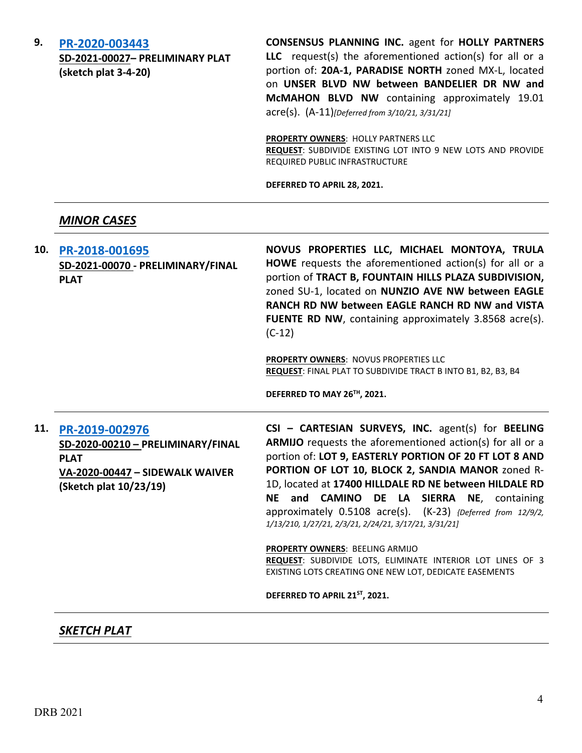**9. PR-2020-003443**
**SD-2021-00027– PRELIMINARY PLAT**
**(sketch plat 3-4-20)**

**CONSENSUS PLANNING INC.** agent for **HOLLY PARTNERS LLC** request(s) the aforementioned action(s) for all or a portion of: **20A-1, PARADISE NORTH** zoned MX-L, located on **UNSER BLVD NW between BANDELIER DR NW and McMAHON BLVD NW** containing approximately 19.01 acre(s). (A-11)*[Deferred from 3/10/21, 3/31/21]*

**PROPERTY OWNERS**: HOLLY PARTNERS LLC
**REQUEST**: SUBDIVIDE EXISTING LOT INTO 9 NEW LOTS AND PROVIDE REQUIRED PUBLIC INFRASTRUCTURE

**DEFERRED TO APRIL 28, 2021.**

---

## *MINOR CASES*

---

**10. PR-2018-001695**
**SD-2021-00070 - PRELIMINARY/FINAL PLAT**

**NOVUS PROPERTIES LLC, MICHAEL MONTOYA, TRULA HOWE** requests the aforementioned action(s) for all or a portion of **TRACT B, FOUNTAIN HILLS PLAZA SUBDIVISION,** zoned SU-1, located on **NUNZIO AVE NW between EAGLE RANCH RD NW between EAGLE RANCH RD NW and VISTA FUENTE RD NW**, containing approximately 3.8568 acre(s). (C-12)

**PROPERTY OWNERS**: NOVUS PROPERTIES LLC
**REQUEST**: FINAL PLAT TO SUBDIVIDE TRACT B INTO B1, B2, B3, B4

**DEFERRED TO MAY 26TH, 2021.**

---

**11. PR-2019-002976**
**SD-2020-00210 – PRELIMINARY/FINAL PLAT**
**VA-2020-00447 – SIDEWALK WAIVER**
**(Sketch plat 10/23/19)**

**CSI – CARTESIAN SURVEYS, INC.** agent(s) for **BEELING ARMIJO** requests the aforementioned action(s) for all or a portion of: **LOT 9, EASTERLY PORTION OF 20 FT LOT 8 AND PORTION OF LOT 10, BLOCK 2, SANDIA MANOR** zoned R-1D, located at **17400 HILLDALE RD NE between HILDALE RD NE and CAMINO DE LA SIERRA NE**, containing approximately 0.5108 acre(s). (K-23) *{Deferred from 12/9/2, 1/13/210, 1/27/21, 2/3/21, 2/24/21, 3/17/21, 3/31/21]*

**PROPERTY OWNERS**: BEELING ARMIJO
**REQUEST**: SUBDIVIDE LOTS, ELIMINATE INTERIOR LOT LINES OF 3 EXISTING LOTS CREATING ONE NEW LOT, DEDICATE EASEMENTS

**DEFERRED TO APRIL 21ST, 2021.**

---

## *SKETCH PLAT*

---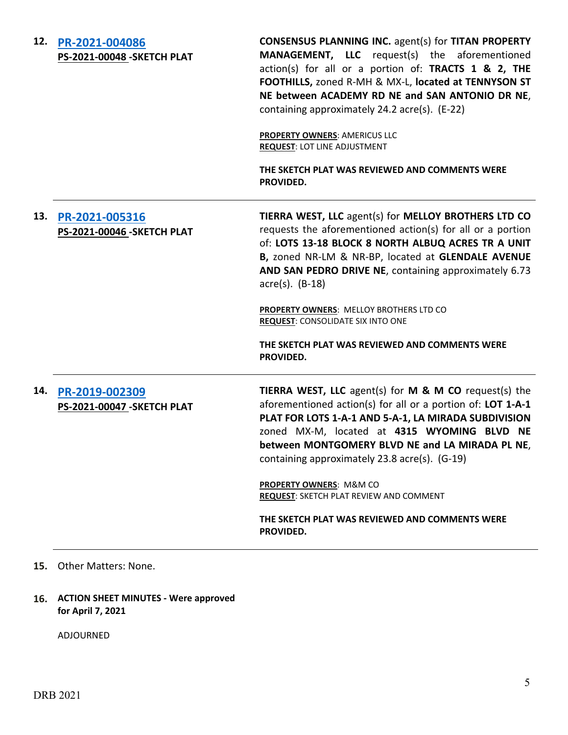**12.** **PR-2021-004086**
**PS-2021-00048 -SKETCH PLAT**

**CONSENSUS PLANNING INC.** agent(s) for **TITAN PROPERTY MANAGEMENT, LLC** request(s) the aforementioned action(s) for all or a portion of: **TRACTS 1 & 2, THE FOOTHILLS,** zoned R-MH & MX-L, **located at TENNYSON ST NE between ACADEMY RD NE and SAN ANTONIO DR NE**, containing approximately 24.2 acre(s). (E-22)

**PROPERTY OWNERS**: AMERICUS LLC
**REQUEST**: LOT LINE ADJUSTMENT

**THE SKETCH PLAT WAS REVIEWED AND COMMENTS WERE PROVIDED.**

---

**13.** **PR-2021-005316**
**PS-2021-00046 -SKETCH PLAT**

**TIERRA WEST, LLC** agent(s) for **MELLOY BROTHERS LTD CO** requests the aforementioned action(s) for all or a portion of: **LOTS 13-18 BLOCK 8 NORTH ALBUQ ACRES TR A UNIT B,** zoned NR-LM & NR-BP, located at **GLENDALE AVENUE AND SAN PEDRO DRIVE NE**, containing approximately 6.73 acre(s). (B-18)

**PROPERTY OWNERS**: MELLOY BROTHERS LTD CO
**REQUEST**: CONSOLIDATE SIX INTO ONE

**THE SKETCH PLAT WAS REVIEWED AND COMMENTS WERE PROVIDED.**

---

**14.** **PR-2019-002309**
**PS-2021-00047 -SKETCH PLAT**

**TIERRA WEST, LLC** agent(s) for **M & M CO** request(s) the aforementioned action(s) for all or a portion of: **LOT 1-A-1 PLAT FOR LOTS 1-A-1 AND 5-A-1, LA MIRADA SUBDIVISION** zoned MX-M, located at **4315 WYOMING BLVD NE between MONTGOMERY BLVD NE and LA MIRADA PL NE**, containing approximately 23.8 acre(s). (G-19)

**PROPERTY OWNERS**: M&M CO
**REQUEST**: SKETCH PLAT REVIEW AND COMMENT

**THE SKETCH PLAT WAS REVIEWED AND COMMENTS WERE PROVIDED.**

---

**15.** Other Matters: None.

**16.** **ACTION SHEET MINUTES - Were approved for April 7, 2021**

ADJOURNED